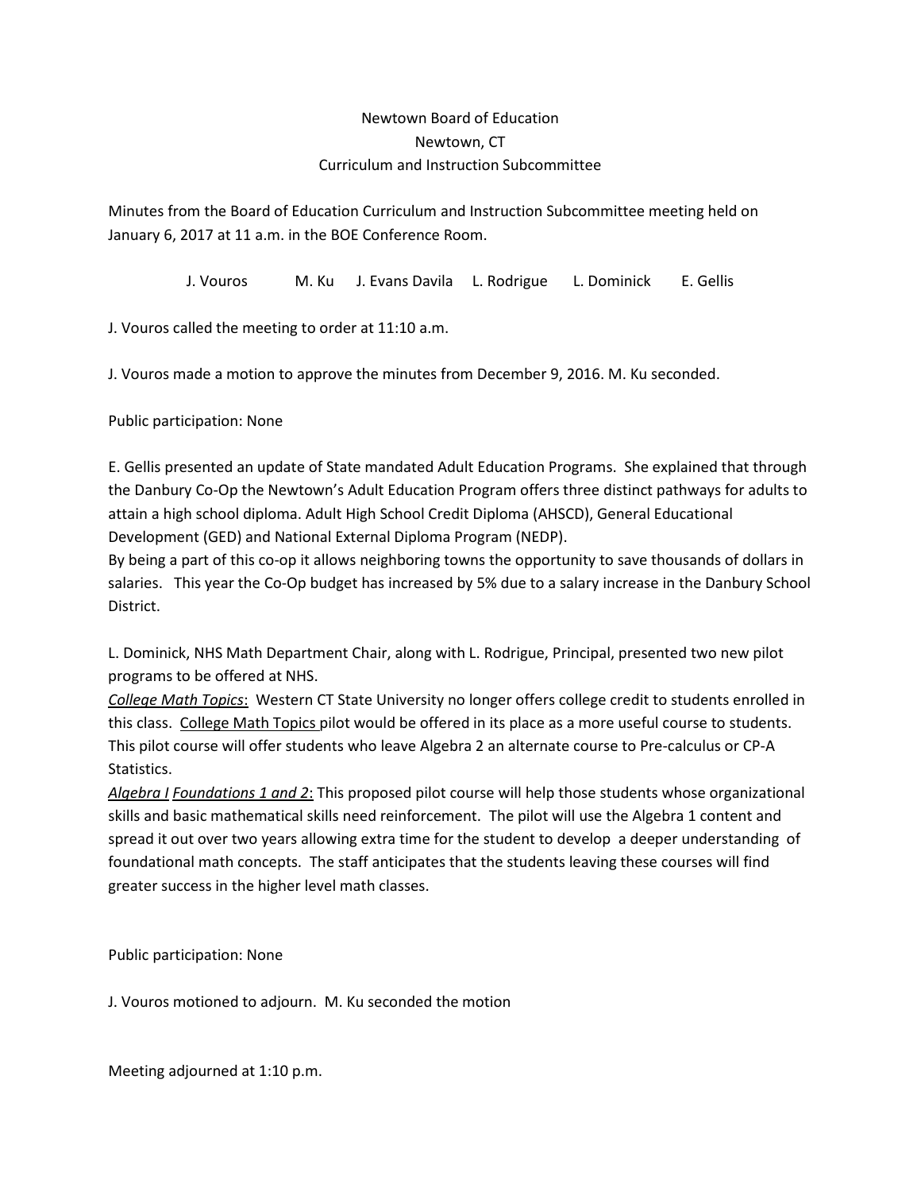Newtown Board of Education
Newtown, CT
Curriculum and Instruction Subcommittee

Minutes from the Board of Education Curriculum and Instruction Subcommittee meeting held on January 6, 2017 at 11 a.m. in the BOE Conference Room.

J. Vouros  M. Ku  J. Evans Davila  L. Rodrigue  L. Dominick  E. Gellis

J. Vouros called the meeting to order at 11:10 a.m.

J. Vouros made a motion to approve the minutes from December 9, 2016. M. Ku seconded.

Public participation: None

E. Gellis presented an update of State mandated Adult Education Programs. She explained that through the Danbury Co-Op the Newtown's Adult Education Program offers three distinct pathways for adults to attain a high school diploma. Adult High School Credit Diploma (AHSCD), General Educational Development (GED) and National External Diploma Program (NEDP).
By being a part of this co-op it allows neighboring towns the opportunity to save thousands of dollars in salaries. This year the Co-Op budget has increased by 5% due to a salary increase in the Danbury School District.

L. Dominick, NHS Math Department Chair, along with L. Rodrigue, Principal, presented two new pilot programs to be offered at NHS.
*College Math Topics*: Western CT State University no longer offers college credit to students enrolled in this class. College Math Topics pilot would be offered in its place as a more useful course to students. This pilot course will offer students who leave Algebra 2 an alternate course to Pre-calculus or CP-A Statistics.
*Algebra I Foundations 1 and 2*: This proposed pilot course will help those students whose organizational skills and basic mathematical skills need reinforcement. The pilot will use the Algebra 1 content and spread it out over two years allowing extra time for the student to develop a deeper understanding of foundational math concepts. The staff anticipates that the students leaving these courses will find greater success in the higher level math classes.

Public participation: None

J. Vouros motioned to adjourn. M. Ku seconded the motion

Meeting adjourned at 1:10 p.m.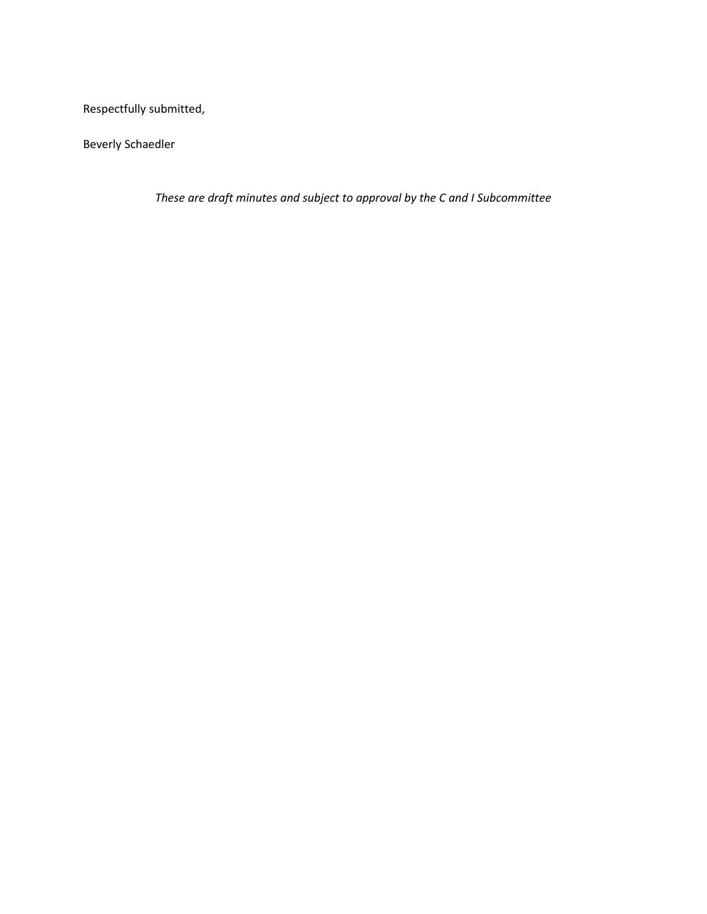Respectfully submitted,

Beverly Schaedler

*These are draft minutes and subject to approval by the C and I Subcommittee*